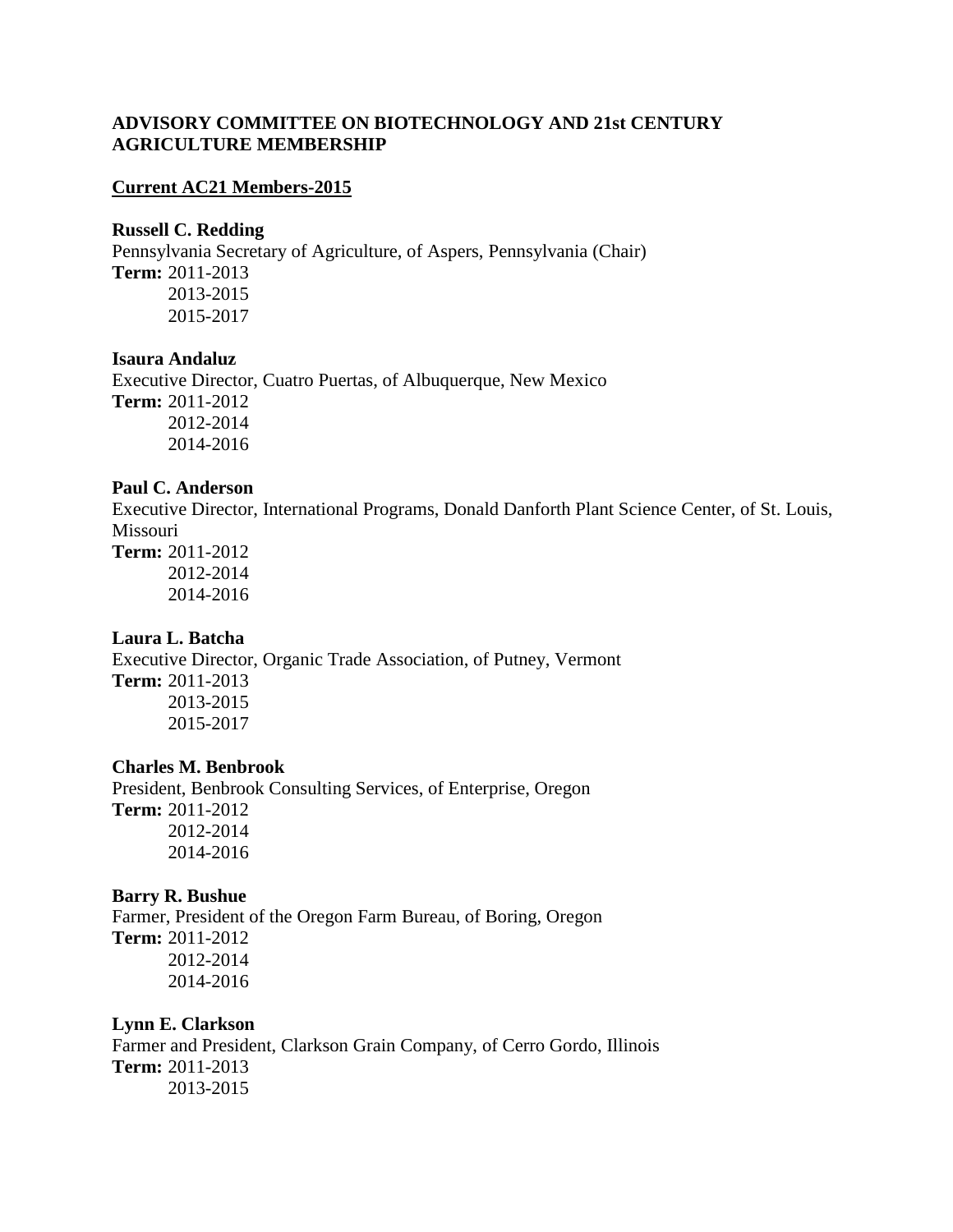# ADVISORY COMMITTEE ON BIOTECHNOLOGY AND 21st CENTURY AGRICULTURE MEMBERSHIP

## Current AC21 Members-2015

**Russell C. Redding**
Pennsylvania Secretary of Agriculture, of Aspers, Pennsylvania (Chair)
**Term:** 2011-2013
2013-2015
2015-2017

**Isaura Andaluz**
Executive Director, Cuatro Puertas, of Albuquerque, New Mexico
**Term:** 2011-2012
2012-2014
2014-2016

**Paul C. Anderson**
Executive Director, International Programs, Donald Danforth Plant Science Center, of St. Louis, Missouri
**Term:** 2011-2012
2012-2014
2014-2016

**Laura L. Batcha**
Executive Director, Organic Trade Association, of Putney, Vermont
**Term:** 2011-2013
2013-2015
2015-2017

**Charles M. Benbrook**
President, Benbrook Consulting Services, of Enterprise, Oregon
**Term:** 2011-2012
2012-2014
2014-2016

**Barry R. Bushue**
Farmer, President of the Oregon Farm Bureau, of Boring, Oregon
**Term:** 2011-2012
2012-2014
2014-2016

**Lynn E. Clarkson**
Farmer and President, Clarkson Grain Company, of Cerro Gordo, Illinois
**Term:** 2011-2013
2013-2015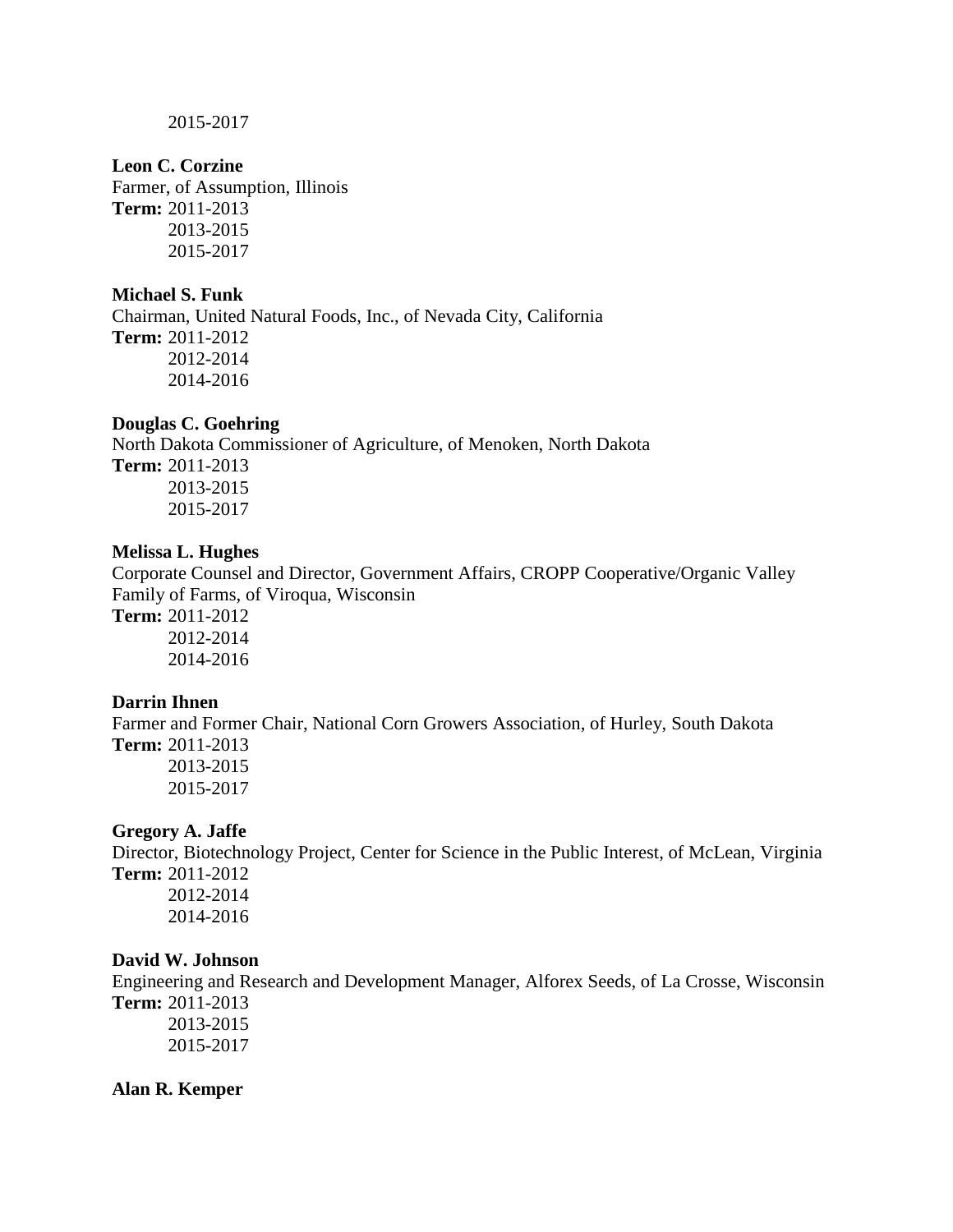2015-2017

**Leon C. Corzine**
Farmer, of Assumption, Illinois
**Term:** 2011-2013
2013-2015
2015-2017

**Michael S. Funk**
Chairman, United Natural Foods, Inc., of Nevada City, California
**Term:** 2011-2012
2012-2014
2014-2016

**Douglas C. Goehring**
North Dakota Commissioner of Agriculture, of Menoken, North Dakota
**Term:** 2011-2013
2013-2015
2015-2017

**Melissa L. Hughes**
Corporate Counsel and Director, Government Affairs, CROPP Cooperative/Organic Valley Family of Farms, of Viroqua, Wisconsin
**Term:** 2011-2012
2012-2014
2014-2016

**Darrin Ihnen**
Farmer and Former Chair, National Corn Growers Association, of Hurley, South Dakota
**Term:** 2011-2013
2013-2015
2015-2017

**Gregory A. Jaffe**
Director, Biotechnology Project, Center for Science in the Public Interest, of McLean, Virginia
**Term:** 2011-2012
2012-2014
2014-2016

**David W. Johnson**
Engineering and Research and Development Manager, Alforex Seeds, of La Crosse, Wisconsin
**Term:** 2011-2013
2013-2015
2015-2017

**Alan R. Kemper**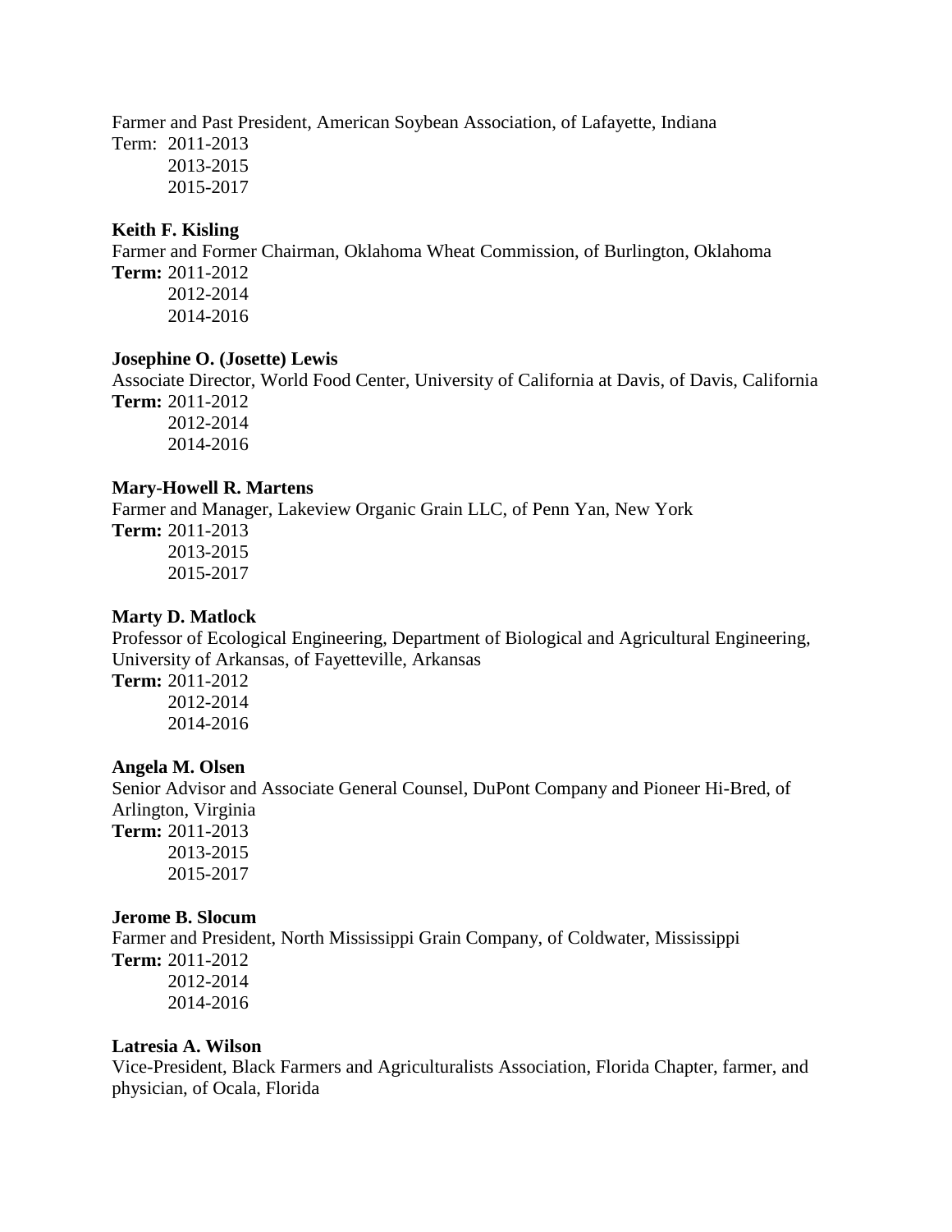Farmer and Past President, American Soybean Association, of Lafayette, Indiana
Term: 2011-2013
2013-2015
2015-2017

**Keith F. Kisling**
Farmer and Former Chairman, Oklahoma Wheat Commission, of Burlington, Oklahoma
**Term:** 2011-2012
2012-2014
2014-2016

**Josephine O. (Josette) Lewis**
Associate Director, World Food Center, University of California at Davis, of Davis, California
**Term:** 2011-2012
2012-2014
2014-2016

**Mary-Howell R. Martens**
Farmer and Manager, Lakeview Organic Grain LLC, of Penn Yan, New York
**Term:** 2011-2013
2013-2015
2015-2017

**Marty D. Matlock**
Professor of Ecological Engineering, Department of Biological and Agricultural Engineering, University of Arkansas, of Fayetteville, Arkansas
**Term:** 2011-2012
2012-2014
2014-2016

**Angela M. Olsen**
Senior Advisor and Associate General Counsel, DuPont Company and Pioneer Hi-Bred, of Arlington, Virginia
**Term:** 2011-2013
2013-2015
2015-2017

**Jerome B. Slocum**
Farmer and President, North Mississippi Grain Company, of Coldwater, Mississippi
**Term:** 2011-2012
2012-2014
2014-2016

**Latresia A. Wilson**
Vice-President, Black Farmers and Agriculturalists Association, Florida Chapter, farmer, and physician, of Ocala, Florida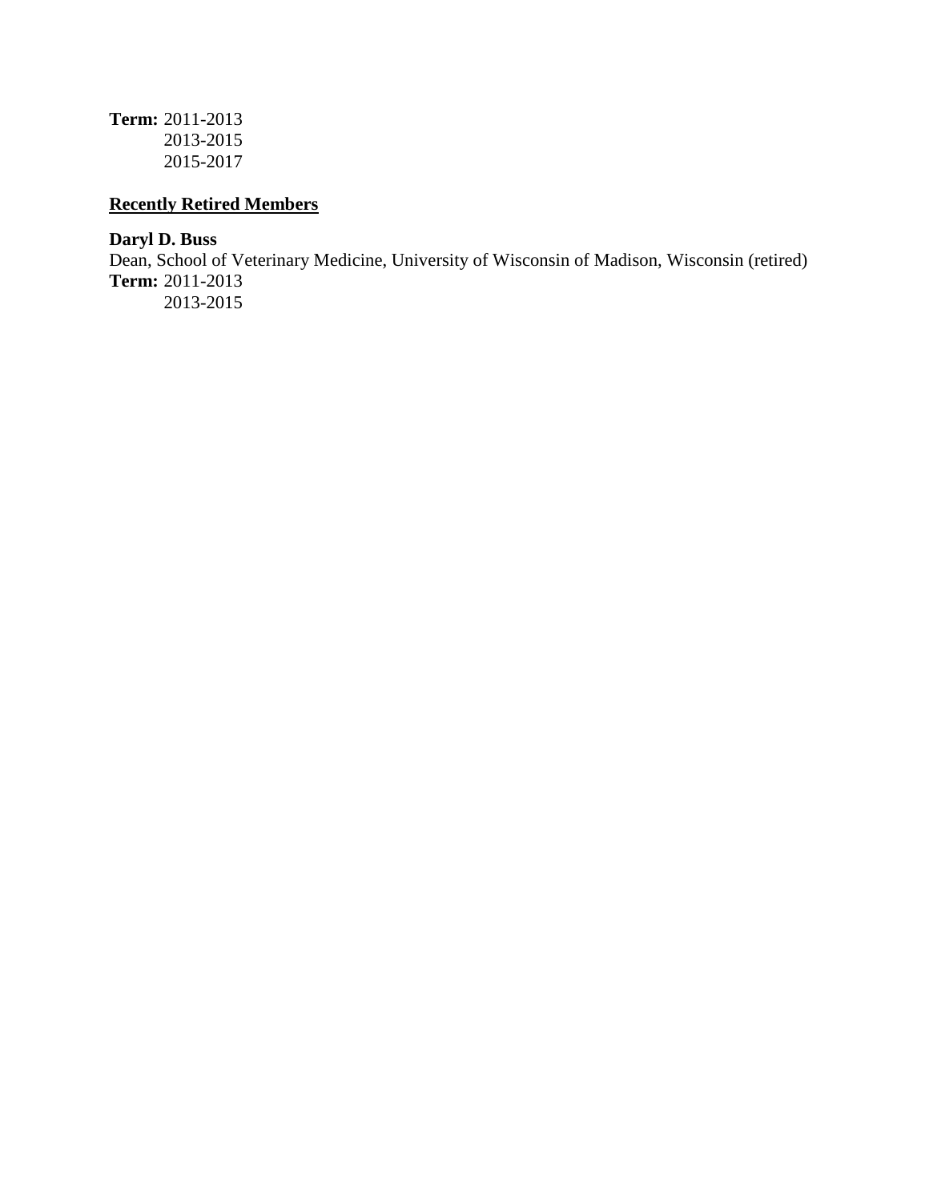**Term:** 2011-2013
2013-2015
2015-2017

## Recently Retired Members

**Daryl D. Buss**
Dean, School of Veterinary Medicine, University of Wisconsin of Madison, Wisconsin (retired)
**Term:** 2011-2013
2013-2015